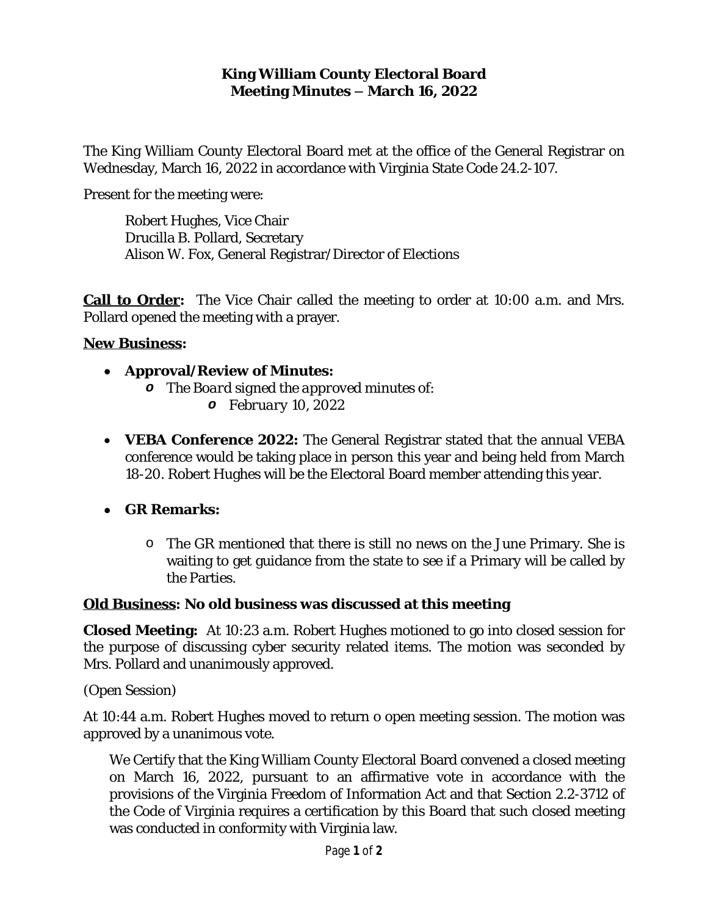# King William County Electoral Board
## Meeting Minutes – March 16, 2022

The King William County Electoral Board met at the office of the General Registrar on Wednesday, March 16, 2022 in accordance with Virginia State Code 24.2-107.

Present for the meeting were:

Robert Hughes, Vice Chair
Drucilla B. Pollard, Secretary
Alison W. Fox, General Registrar/Director of Elections

**Call to Order:** The Vice Chair called the meeting to order at 10:00 a.m. and Mrs. Pollard opened the meeting with a prayer.

**New Business:**

- **Approval/Review of Minutes:**
  - *The Board signed the approved minutes of:*
    - *February 10, 2022*

- **VEBA Conference 2022:** The General Registrar stated that the annual VEBA conference would be taking place in person this year and being held from March 18-20. Robert Hughes will be the Electoral Board member attending this year.

- **GR Remarks:**
  - The GR mentioned that there is still no news on the June Primary. She is waiting to get guidance from the state to see if a Primary will be called by the Parties.

**Old Business: No old business was discussed at this meeting**

**Closed Meeting:** At 10:23 a.m. Robert Hughes motioned to go into closed session for the purpose of discussing cyber security related items. The motion was seconded by Mrs. Pollard and unanimously approved.

(Open Session)

At 10:44 a.m. Robert Hughes moved to return o open meeting session. The motion was approved by a unanimous vote.

We Certify that the King William County Electoral Board convened a closed meeting on March 16, 2022, pursuant to an affirmative vote in accordance with the provisions of the Virginia Freedom of Information Act and that Section 2.2-3712 of the Code of Virginia requires a certification by this Board that such closed meeting was conducted in conformity with Virginia law.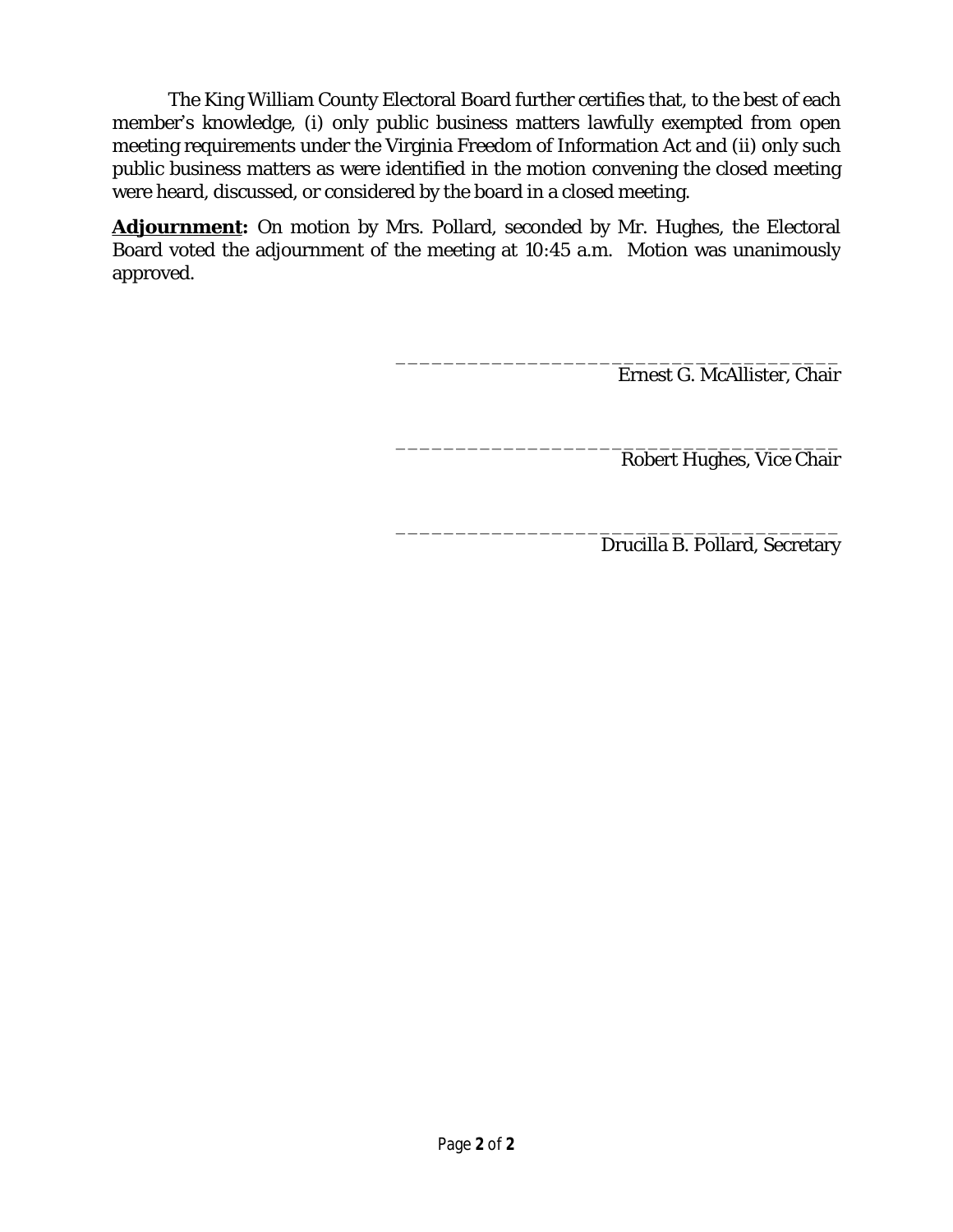The King William County Electoral Board further certifies that, to the best of each member's knowledge, (i) only public business matters lawfully exempted from open meeting requirements under the Virginia Freedom of Information Act and (ii) only such public business matters as were identified in the motion convening the closed meeting were heard, discussed, or considered by the board in a closed meeting.

**Adjournment:** On motion by Mrs. Pollard, seconded by Mr. Hughes, the Electoral Board voted the adjournment of the meeting at 10:45 a.m. Motion was unanimously approved.

_____________________________________
Ernest G. McAllister, Chair

_____________________________________
Robert Hughes, Vice Chair

_____________________________________
Drucilla B. Pollard, Secretary